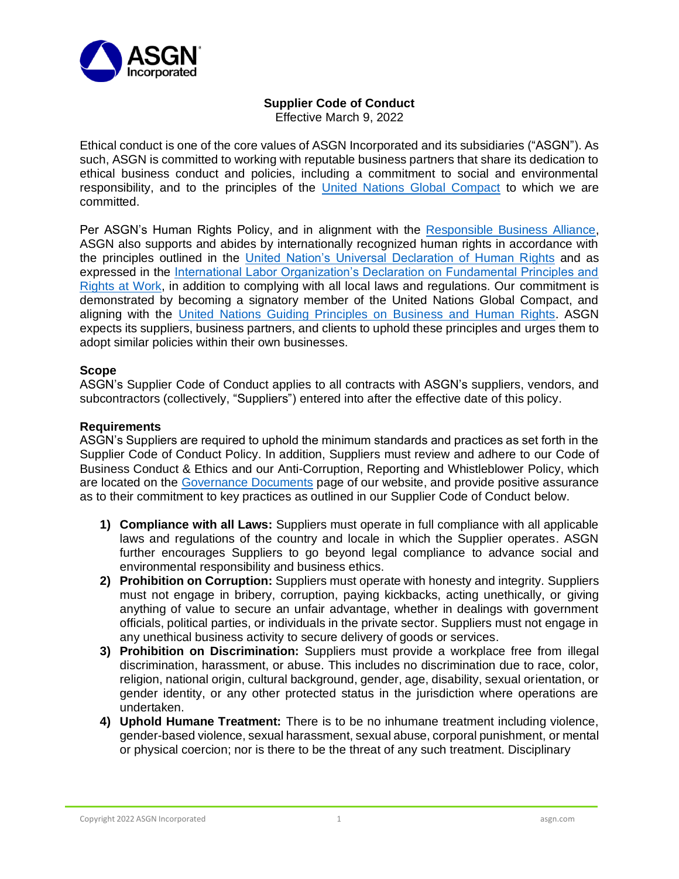# Supplier Code of Conduct

Effective March 9, 2022

Ethical conduct is one of the core values of ASGN Incorporated and its subsidiaries ("ASGN"). As such, ASGN is committed to working with reputable business partners that share its dedication to ethical business conduct and policies, including a commitment to social and environmental responsibility, and to the principles of the United Nations Global Compact to which we are committed.

Per ASGN's Human Rights Policy, and in alignment with the Responsible Business Alliance, ASGN also supports and abides by internationally recognized human rights in accordance with the principles outlined in the United Nation's Universal Declaration of Human Rights and as expressed in the International Labor Organization's Declaration on Fundamental Principles and Rights at Work, in addition to complying with all local laws and regulations. Our commitment is demonstrated by becoming a signatory member of the United Nations Global Compact, and aligning with the United Nations Guiding Principles on Business and Human Rights. ASGN expects its suppliers, business partners, and clients to uphold these principles and urges them to adopt similar policies within their own businesses.

**Scope**

ASGN's Supplier Code of Conduct applies to all contracts with ASGN's suppliers, vendors, and subcontractors (collectively, "Suppliers") entered into after the effective date of this policy.

**Requirements**

ASGN's Suppliers are required to uphold the minimum standards and practices as set forth in the Supplier Code of Conduct Policy. In addition, Suppliers must review and adhere to our Code of Business Conduct & Ethics and our Anti-Corruption, Reporting and Whistleblower Policy, which are located on the Governance Documents page of our website, and provide positive assurance as to their commitment to key practices as outlined in our Supplier Code of Conduct below.

1) **Compliance with all Laws:** Suppliers must operate in full compliance with all applicable laws and regulations of the country and locale in which the Supplier operates. ASGN further encourages Suppliers to go beyond legal compliance to advance social and environmental responsibility and business ethics.
2) **Prohibition on Corruption:** Suppliers must operate with honesty and integrity. Suppliers must not engage in bribery, corruption, paying kickbacks, acting unethically, or giving anything of value to secure an unfair advantage, whether in dealings with government officials, political parties, or individuals in the private sector. Suppliers must not engage in any unethical business activity to secure delivery of goods or services.
3) **Prohibition on Discrimination:** Suppliers must provide a workplace free from illegal discrimination, harassment, or abuse. This includes no discrimination due to race, color, religion, national origin, cultural background, gender, age, disability, sexual orientation, or gender identity, or any other protected status in the jurisdiction where operations are undertaken.
4) **Uphold Humane Treatment:** There is to be no inhumane treatment including violence, gender-based violence, sexual harassment, sexual abuse, corporal punishment, or mental or physical coercion; nor is there to be the threat of any such treatment. Disciplinary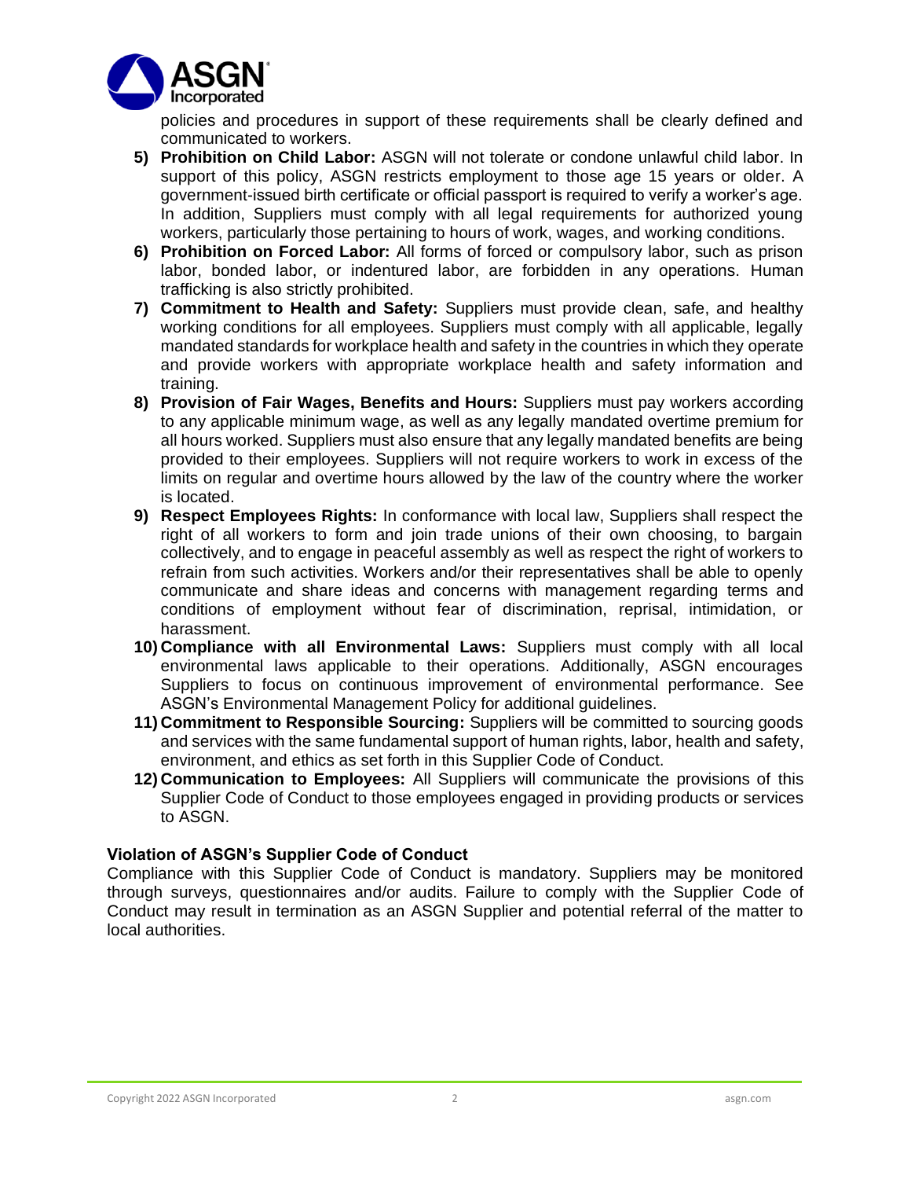policies and procedures in support of these requirements shall be clearly defined and communicated to workers.

5) **Prohibition on Child Labor:** ASGN will not tolerate or condone unlawful child labor. In support of this policy, ASGN restricts employment to those age 15 years or older. A government-issued birth certificate or official passport is required to verify a worker's age. In addition, Suppliers must comply with all legal requirements for authorized young workers, particularly those pertaining to hours of work, wages, and working conditions.
6) **Prohibition on Forced Labor:** All forms of forced or compulsory labor, such as prison labor, bonded labor, or indentured labor, are forbidden in any operations. Human trafficking is also strictly prohibited.
7) **Commitment to Health and Safety:** Suppliers must provide clean, safe, and healthy working conditions for all employees. Suppliers must comply with all applicable, legally mandated standards for workplace health and safety in the countries in which they operate and provide workers with appropriate workplace health and safety information and training.
8) **Provision of Fair Wages, Benefits and Hours:** Suppliers must pay workers according to any applicable minimum wage, as well as any legally mandated overtime premium for all hours worked. Suppliers must also ensure that any legally mandated benefits are being provided to their employees. Suppliers will not require workers to work in excess of the limits on regular and overtime hours allowed by the law of the country where the worker is located.
9) **Respect Employees Rights:** In conformance with local law, Suppliers shall respect the right of all workers to form and join trade unions of their own choosing, to bargain collectively, and to engage in peaceful assembly as well as respect the right of workers to refrain from such activities. Workers and/or their representatives shall be able to openly communicate and share ideas and concerns with management regarding terms and conditions of employment without fear of discrimination, reprisal, intimidation, or harassment.
10) **Compliance with all Environmental Laws:** Suppliers must comply with all local environmental laws applicable to their operations. Additionally, ASGN encourages Suppliers to focus on continuous improvement of environmental performance. See ASGN's Environmental Management Policy for additional guidelines.
11) **Commitment to Responsible Sourcing:** Suppliers will be committed to sourcing goods and services with the same fundamental support of human rights, labor, health and safety, environment, and ethics as set forth in this Supplier Code of Conduct.
12) **Communication to Employees:** All Suppliers will communicate the provisions of this Supplier Code of Conduct to those employees engaged in providing products or services to ASGN.

**Violation of ASGN's Supplier Code of Conduct**

Compliance with this Supplier Code of Conduct is mandatory. Suppliers may be monitored through surveys, questionnaires and/or audits. Failure to comply with the Supplier Code of Conduct may result in termination as an ASGN Supplier and potential referral of the matter to local authorities.